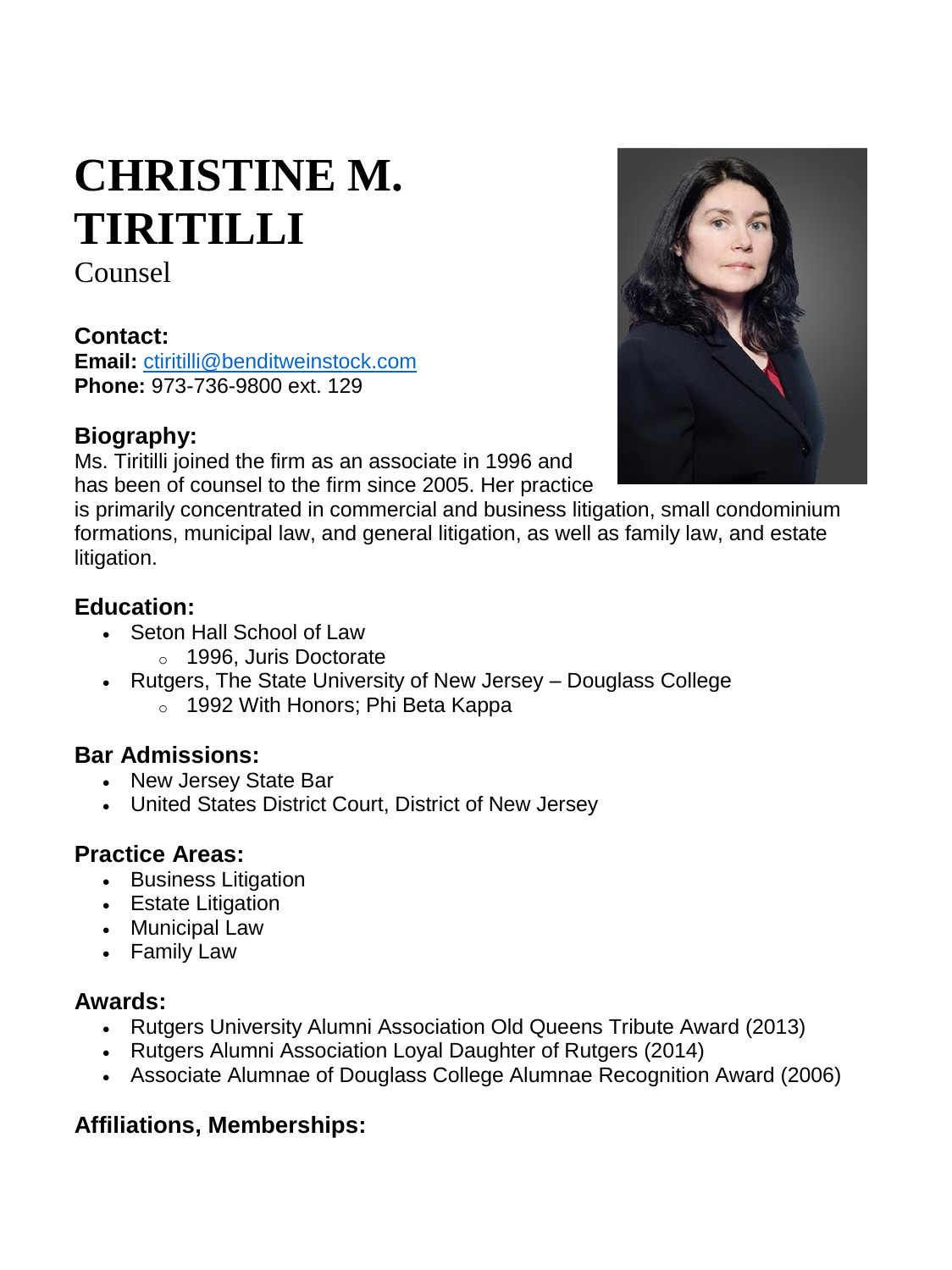# CHRISTINE M. TIRITILLI

Counsel

### Contact:

**Email:** ctiritilli@benditweinstock.com
**Phone:** 973-736-9800 ext. 129

### Biography:

Ms. Tiritilli joined the firm as an associate in 1996 and has been of counsel to the firm since 2005. Her practice is primarily concentrated in commercial and business litigation, small condominium formations, municipal law, and general litigation, as well as family law, and estate litigation.

### Education:

- Seton Hall School of Law
  - 1996, Juris Doctorate
- Rutgers, The State University of New Jersey – Douglass College
  - 1992 With Honors; Phi Beta Kappa

### Bar Admissions:

- New Jersey State Bar
- United States District Court, District of New Jersey

### Practice Areas:

- Business Litigation
- Estate Litigation
- Municipal Law
- Family Law

### Awards:

- Rutgers University Alumni Association Old Queens Tribute Award (2013)
- Rutgers Alumni Association Loyal Daughter of Rutgers (2014)
- Associate Alumnae of Douglass College Alumnae Recognition Award (2006)

### Affiliations, Memberships: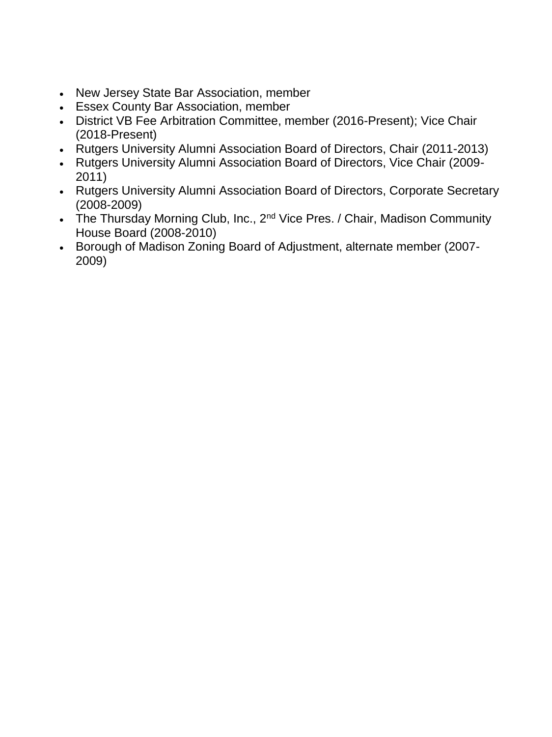- New Jersey State Bar Association, member
- Essex County Bar Association, member
- District VB Fee Arbitration Committee, member (2016-Present); Vice Chair (2018-Present)
- Rutgers University Alumni Association Board of Directors, Chair (2011-2013)
- Rutgers University Alumni Association Board of Directors, Vice Chair (2009-2011)
- Rutgers University Alumni Association Board of Directors, Corporate Secretary (2008-2009)
- The Thursday Morning Club, Inc., 2nd Vice Pres. / Chair, Madison Community House Board (2008-2010)
- Borough of Madison Zoning Board of Adjustment, alternate member (2007-2009)